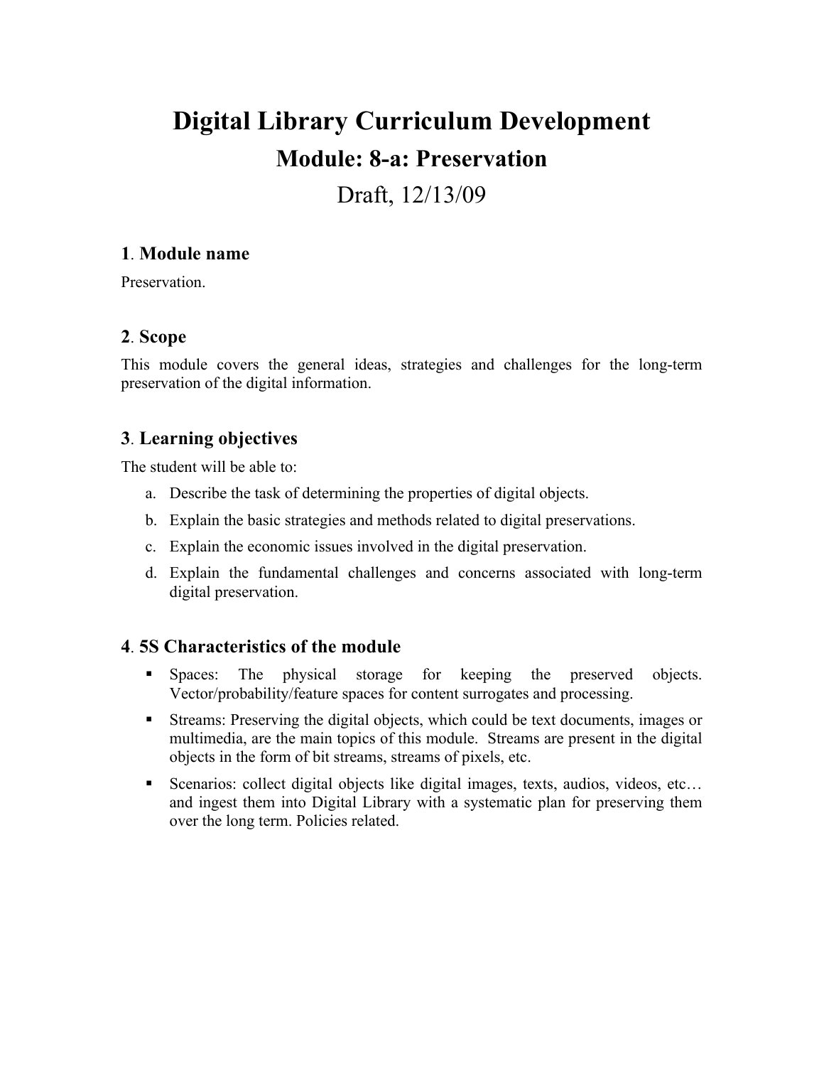# Digital Library Curriculum Development

## Module: 8-a: Preservation

Draft, 12/13/09

### 1. Module name

Preservation.

### 2. Scope

This module covers the general ideas, strategies and challenges for the long-term preservation of the digital information.

### 3. Learning objectives

The student will be able to:

a. Describe the task of determining the properties of digital objects.
b. Explain the basic strategies and methods related to digital preservations.
c. Explain the economic issues involved in the digital preservation.
d. Explain the fundamental challenges and concerns associated with long-term digital preservation.

### 4. 5S Characteristics of the module

- Spaces: The physical storage for keeping the preserved objects. Vector/probability/feature spaces for content surrogates and processing.
- Streams: Preserving the digital objects, which could be text documents, images or multimedia, are the main topics of this module. Streams are present in the digital objects in the form of bit streams, streams of pixels, etc.
- Scenarios: collect digital objects like digital images, texts, audios, videos, etc… and ingest them into Digital Library with a systematic plan for preserving them over the long term. Policies related.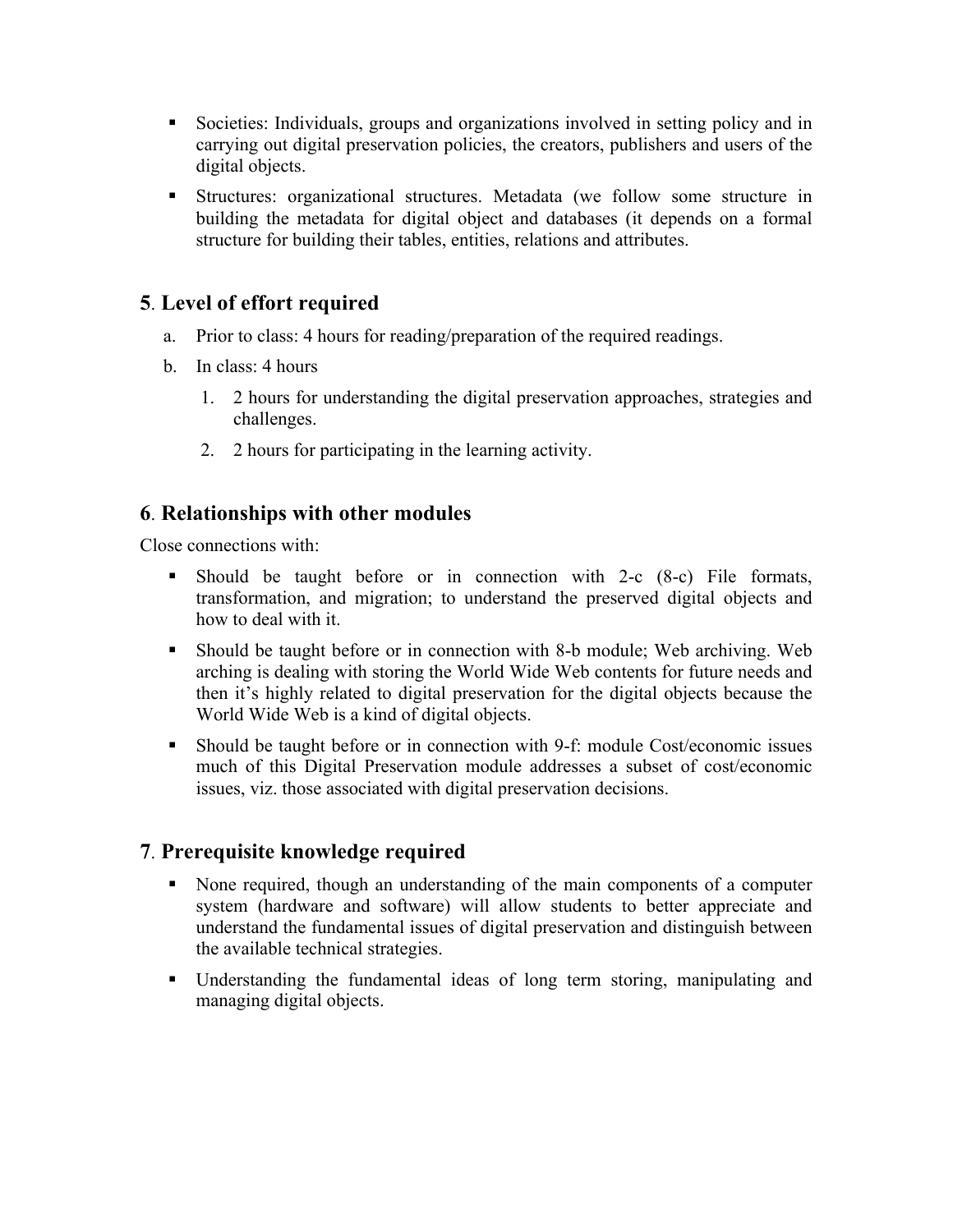- Societies: Individuals, groups and organizations involved in setting policy and in carrying out digital preservation policies, the creators, publishers and users of the digital objects.
- Structures: organizational structures. Metadata (we follow some structure in building the metadata for digital object and databases (it depends on a formal structure for building their tables, entities, relations and attributes.

## 5. Level of effort required

a. Prior to class: 4 hours for reading/preparation of the required readings.

b. In class: 4 hours

   1. 2 hours for understanding the digital preservation approaches, strategies and challenges.
   2. 2 hours for participating in the learning activity.

## 6. Relationships with other modules

Close connections with:

- Should be taught before or in connection with 2-c (8-c) File formats, transformation, and migration; to understand the preserved digital objects and how to deal with it.
- Should be taught before or in connection with 8-b module; Web archiving. Web arching is dealing with storing the World Wide Web contents for future needs and then it's highly related to digital preservation for the digital objects because the World Wide Web is a kind of digital objects.
- Should be taught before or in connection with 9-f: module Cost/economic issues much of this Digital Preservation module addresses a subset of cost/economic issues, viz. those associated with digital preservation decisions.

## 7. Prerequisite knowledge required

- None required, though an understanding of the main components of a computer system (hardware and software) will allow students to better appreciate and understand the fundamental issues of digital preservation and distinguish between the available technical strategies.
- Understanding the fundamental ideas of long term storing, manipulating and managing digital objects.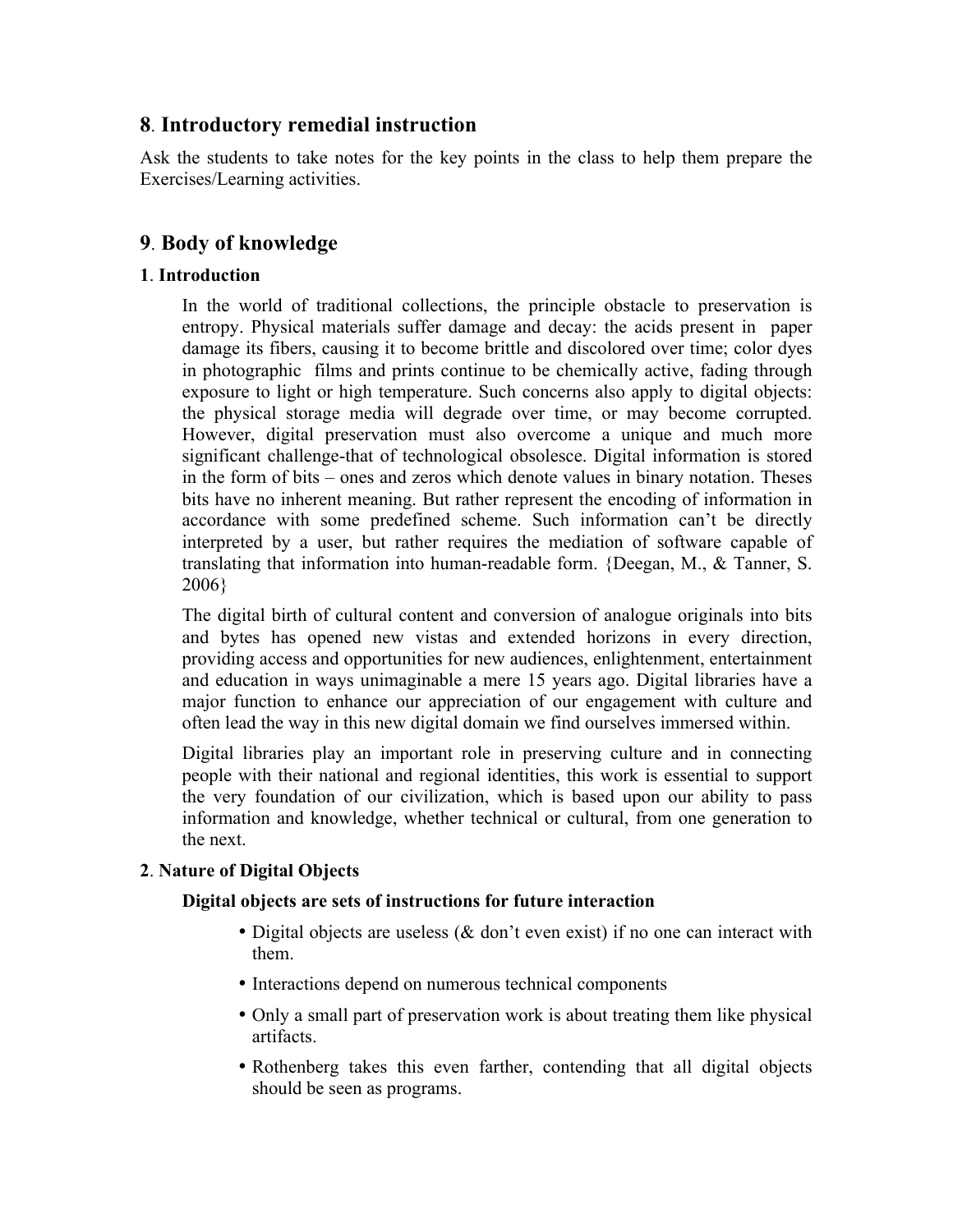## 8. Introductory remedial instruction

Ask the students to take notes for the key points in the class to help them prepare the Exercises/Learning activities.

## 9. Body of knowledge

### 1. Introduction

In the world of traditional collections, the principle obstacle to preservation is entropy. Physical materials suffer damage and decay: the acids present in paper damage its fibers, causing it to become brittle and discolored over time; color dyes in photographic films and prints continue to be chemically active, fading through exposure to light or high temperature. Such concerns also apply to digital objects: the physical storage media will degrade over time, or may become corrupted. However, digital preservation must also overcome a unique and much more significant challenge-that of technological obsolesce. Digital information is stored in the form of bits – ones and zeros which denote values in binary notation. Theses bits have no inherent meaning. But rather represent the encoding of information in accordance with some predefined scheme. Such information can't be directly interpreted by a user, but rather requires the mediation of software capable of translating that information into human-readable form. {Deegan, M., & Tanner, S. 2006}

The digital birth of cultural content and conversion of analogue originals into bits and bytes has opened new vistas and extended horizons in every direction, providing access and opportunities for new audiences, enlightenment, entertainment and education in ways unimaginable a mere 15 years ago. Digital libraries have a major function to enhance our appreciation of our engagement with culture and often lead the way in this new digital domain we find ourselves immersed within.

Digital libraries play an important role in preserving culture and in connecting people with their national and regional identities, this work is essential to support the very foundation of our civilization, which is based upon our ability to pass information and knowledge, whether technical or cultural, from one generation to the next.

### 2. Nature of Digital Objects

**Digital objects are sets of instructions for future interaction**

- Digital objects are useless (& don't even exist) if no one can interact with them.
- Interactions depend on numerous technical components
- Only a small part of preservation work is about treating them like physical artifacts.
- Rothenberg takes this even farther, contending that all digital objects should be seen as programs.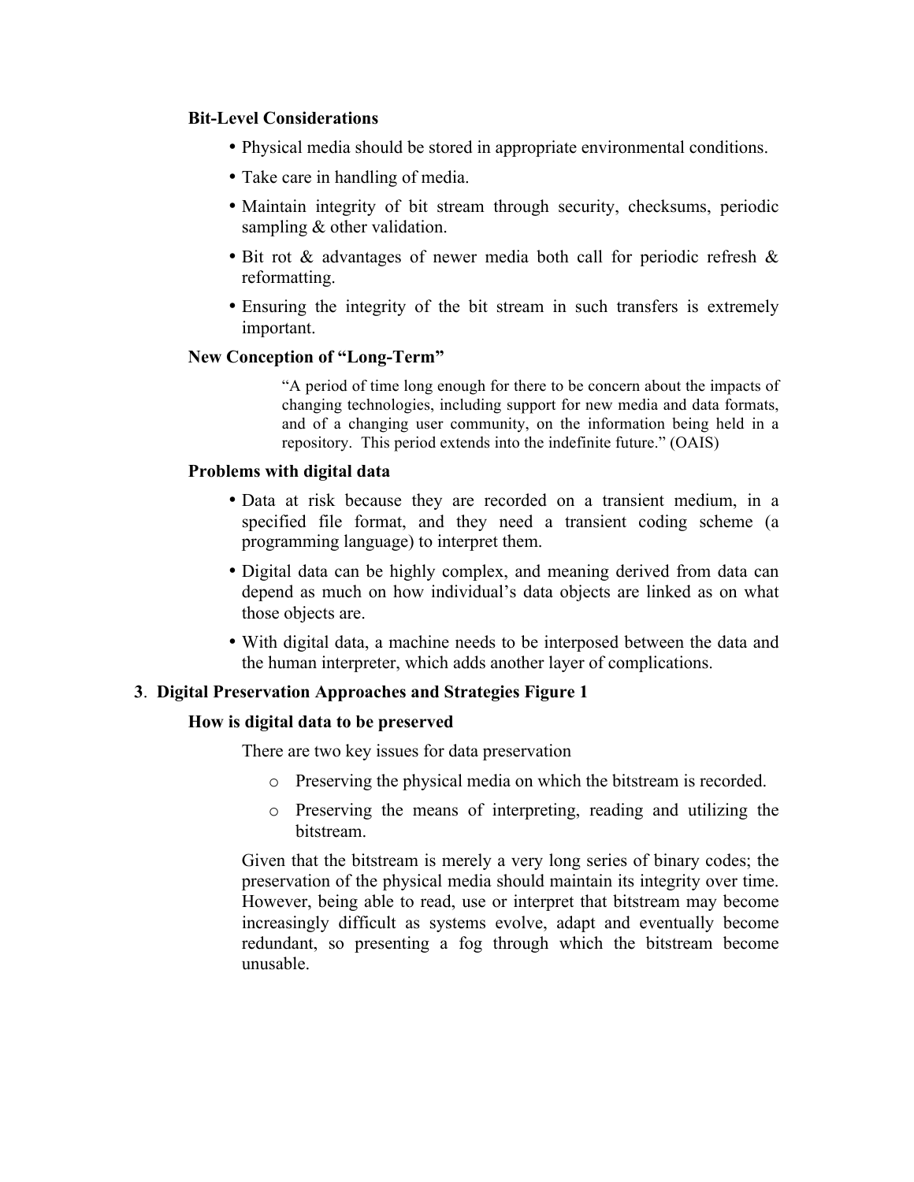**Bit-Level Considerations**

- Physical media should be stored in appropriate environmental conditions.
- Take care in handling of media.
- Maintain integrity of bit stream through security, checksums, periodic sampling & other validation.
- Bit rot & advantages of newer media both call for periodic refresh & reformatting.
- Ensuring the integrity of the bit stream in such transfers is extremely important.

**New Conception of "Long-Term"**

> "A period of time long enough for there to be concern about the impacts of changing technologies, including support for new media and data formats, and of a changing user community, on the information being held in a repository. This period extends into the indefinite future." (OAIS)

**Problems with digital data**

- Data at risk because they are recorded on a transient medium, in a specified file format, and they need a transient coding scheme (a programming language) to interpret them.
- Digital data can be highly complex, and meaning derived from data can depend as much on how individual's data objects are linked as on what those objects are.
- With digital data, a machine needs to be interposed between the data and the human interpreter, which adds another layer of complications.

## 3. Digital Preservation Approaches and Strategies Figure 1

**How is digital data to be preserved**

There are two key issues for data preservation

- Preserving the physical media on which the bitstream is recorded.
- Preserving the means of interpreting, reading and utilizing the bitstream.

Given that the bitstream is merely a very long series of binary codes; the preservation of the physical media should maintain its integrity over time. However, being able to read, use or interpret that bitstream may become increasingly difficult as systems evolve, adapt and eventually become redundant, so presenting a fog through which the bitstream become unusable.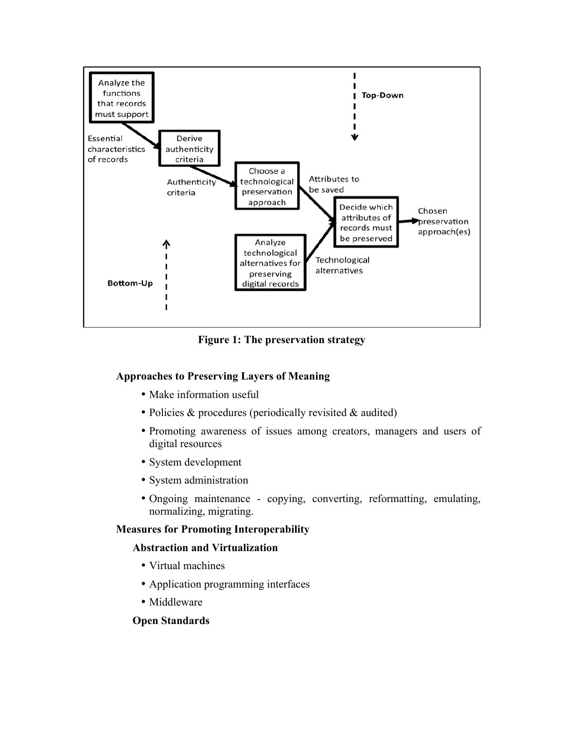**Figure 1: The preservation strategy**

### Approaches to Preserving Layers of Meaning

- Make information useful
- Policies & procedures (periodically revisited & audited)
- Promoting awareness of issues among creators, managers and users of digital resources
- System development
- System administration
- Ongoing maintenance - copying, converting, reformatting, emulating, normalizing, migrating.

### Measures for Promoting Interoperability

#### Abstraction and Virtualization

- Virtual machines
- Application programming interfaces
- Middleware

#### Open Standards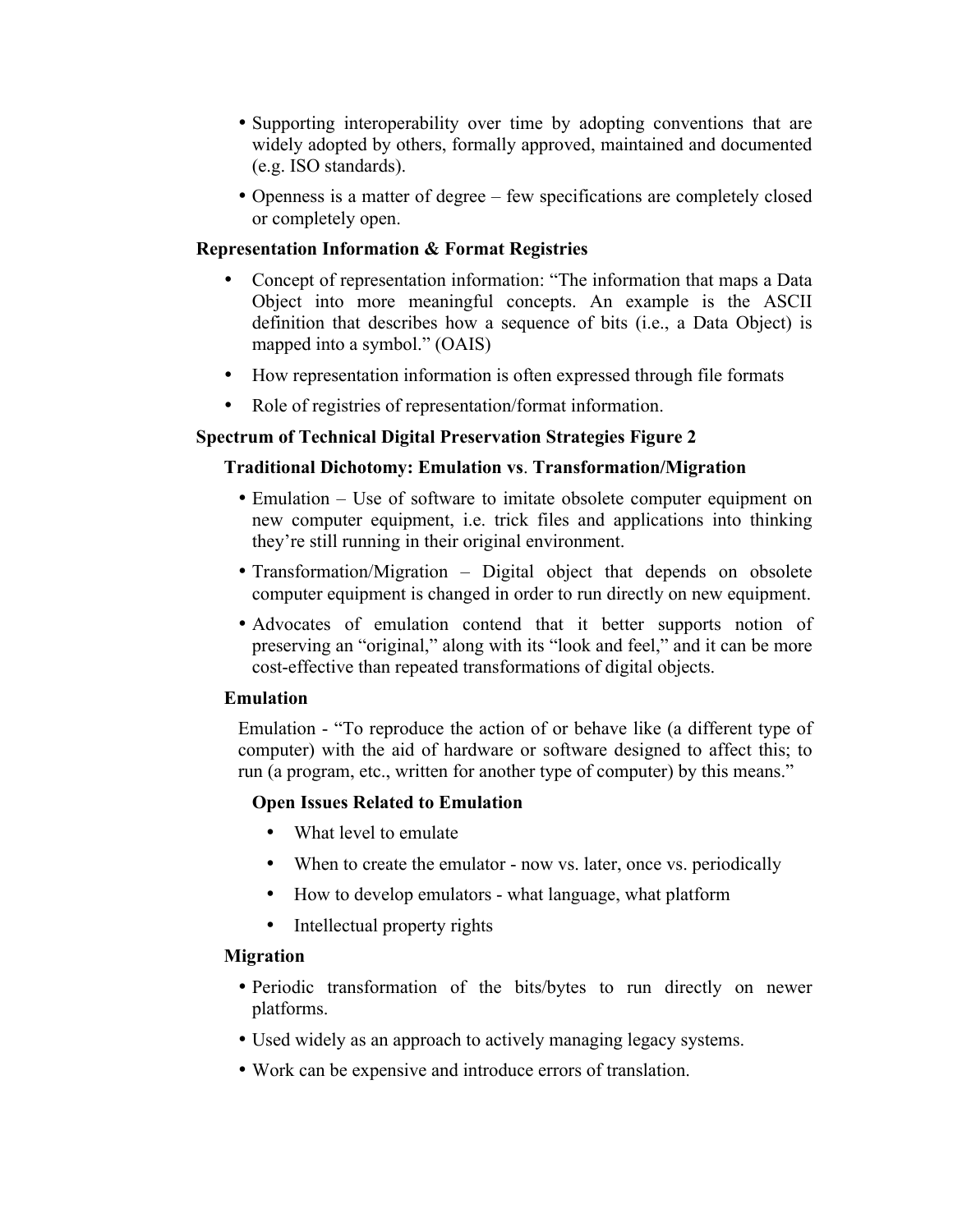- Supporting interoperability over time by adopting conventions that are widely adopted by others, formally approved, maintained and documented (e.g. ISO standards).
- Openness is a matter of degree – few specifications are completely closed or completely open.

**Representation Information & Format Registries**

- Concept of representation information: "The information that maps a Data Object into more meaningful concepts. An example is the ASCII definition that describes how a sequence of bits (i.e., a Data Object) is mapped into a symbol." (OAIS)
- How representation information is often expressed through file formats
- Role of registries of representation/format information.

**Spectrum of Technical Digital Preservation Strategies Figure 2**

**Traditional Dichotomy: Emulation vs. Transformation/Migration**

- Emulation – Use of software to imitate obsolete computer equipment on new computer equipment, i.e. trick files and applications into thinking they're still running in their original environment.
- Transformation/Migration – Digital object that depends on obsolete computer equipment is changed in order to run directly on new equipment.
- Advocates of emulation contend that it better supports notion of preserving an "original," along with its "look and feel," and it can be more cost-effective than repeated transformations of digital objects.

**Emulation**

Emulation - "To reproduce the action of or behave like (a different type of computer) with the aid of hardware or software designed to affect this; to run (a program, etc., written for another type of computer) by this means."

**Open Issues Related to Emulation**

- What level to emulate
- When to create the emulator - now vs. later, once vs. periodically
- How to develop emulators - what language, what platform
- Intellectual property rights

**Migration**

- Periodic transformation of the bits/bytes to run directly on newer platforms.
- Used widely as an approach to actively managing legacy systems.
- Work can be expensive and introduce errors of translation.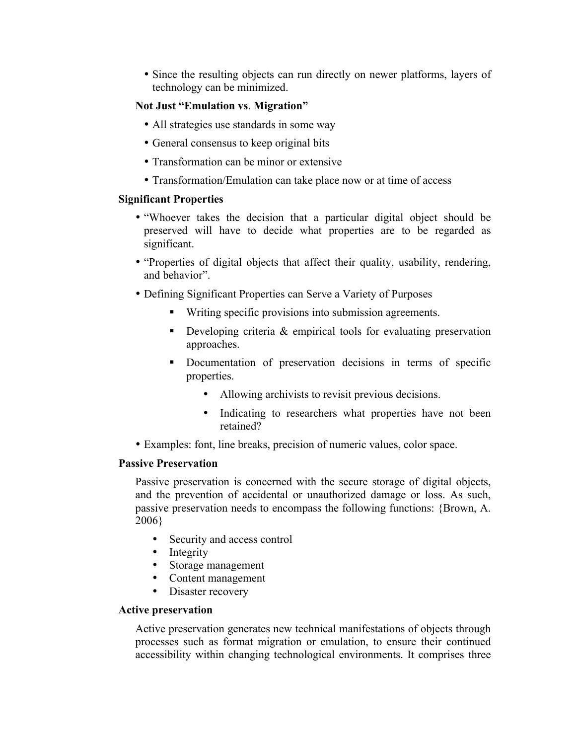- Since the resulting objects can run directly on newer platforms, layers of technology can be minimized.

**Not Just "Emulation vs. Migration"**

- All strategies use standards in some way
- General consensus to keep original bits
- Transformation can be minor or extensive
- Transformation/Emulation can take place now or at time of access

**Significant Properties**

- "Whoever takes the decision that a particular digital object should be preserved will have to decide what properties are to be regarded as significant.
- "Properties of digital objects that affect their quality, usability, rendering, and behavior".
- Defining Significant Properties can Serve a Variety of Purposes
    - Writing specific provisions into submission agreements.
    - Developing criteria & empirical tools for evaluating preservation approaches.
    - Documentation of preservation decisions in terms of specific properties.
        - Allowing archivists to revisit previous decisions.
        - Indicating to researchers what properties have not been retained?
- Examples: font, line breaks, precision of numeric values, color space.

**Passive Preservation**

Passive preservation is concerned with the secure storage of digital objects, and the prevention of accidental or unauthorized damage or loss. As such, passive preservation needs to encompass the following functions: {Brown, A. 2006}

- Security and access control
- Integrity
- Storage management
- Content management
- Disaster recovery

**Active preservation**

Active preservation generates new technical manifestations of objects through processes such as format migration or emulation, to ensure their continued accessibility within changing technological environments. It comprises three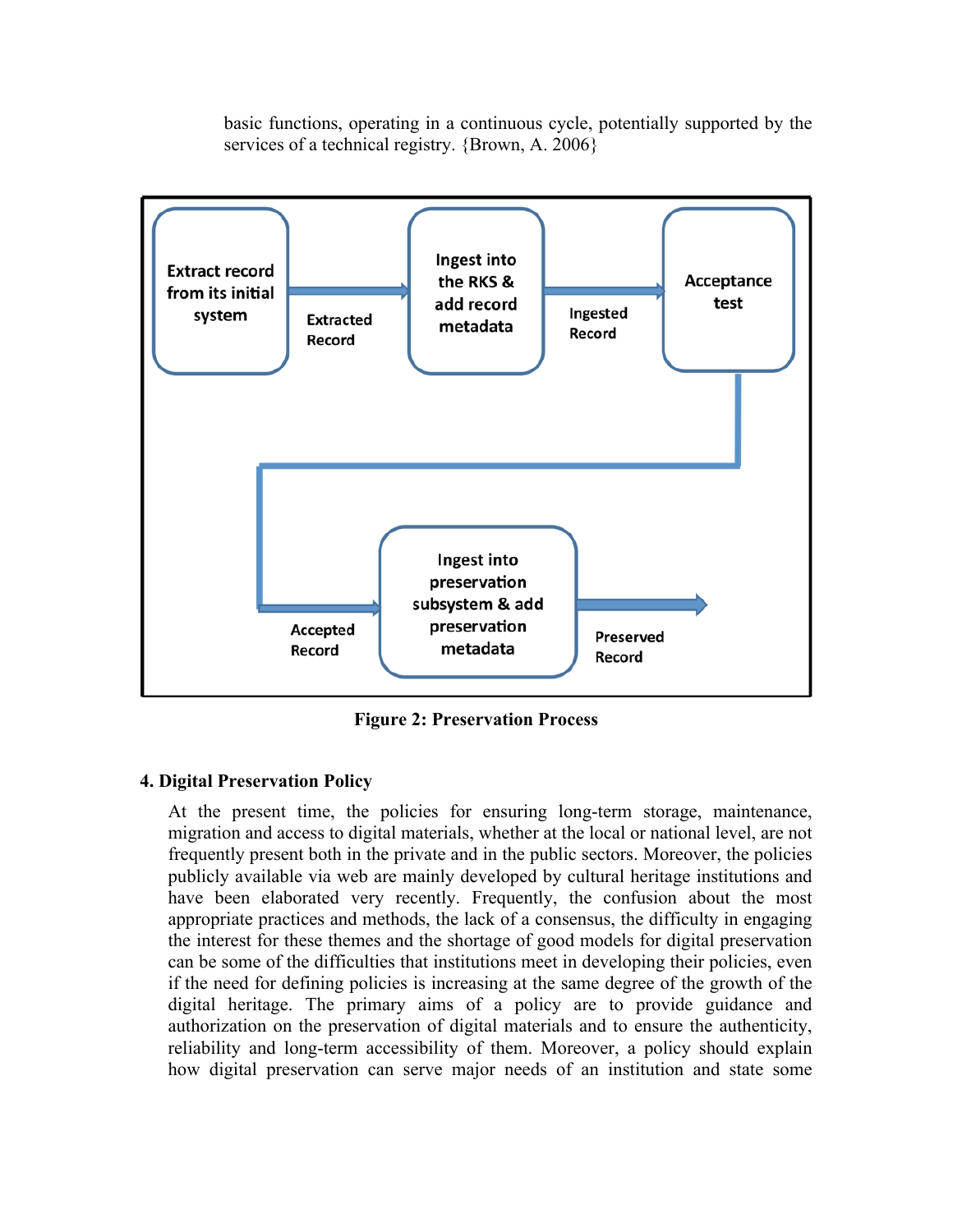basic functions, operating in a continuous cycle, potentially supported by the services of a technical registry. {Brown, A. 2006}

Figure 2: Preservation Process

### 4. Digital Preservation Policy

At the present time, the policies for ensuring long-term storage, maintenance, migration and access to digital materials, whether at the local or national level, are not frequently present both in the private and in the public sectors. Moreover, the policies publicly available via web are mainly developed by cultural heritage institutions and have been elaborated very recently. Frequently, the confusion about the most appropriate practices and methods, the lack of a consensus, the difficulty in engaging the interest for these themes and the shortage of good models for digital preservation can be some of the difficulties that institutions meet in developing their policies, even if the need for defining policies is increasing at the same degree of the growth of the digital heritage. The primary aims of a policy are to provide guidance and authorization on the preservation of digital materials and to ensure the authenticity, reliability and long-term accessibility of them. Moreover, a policy should explain how digital preservation can serve major needs of an institution and state some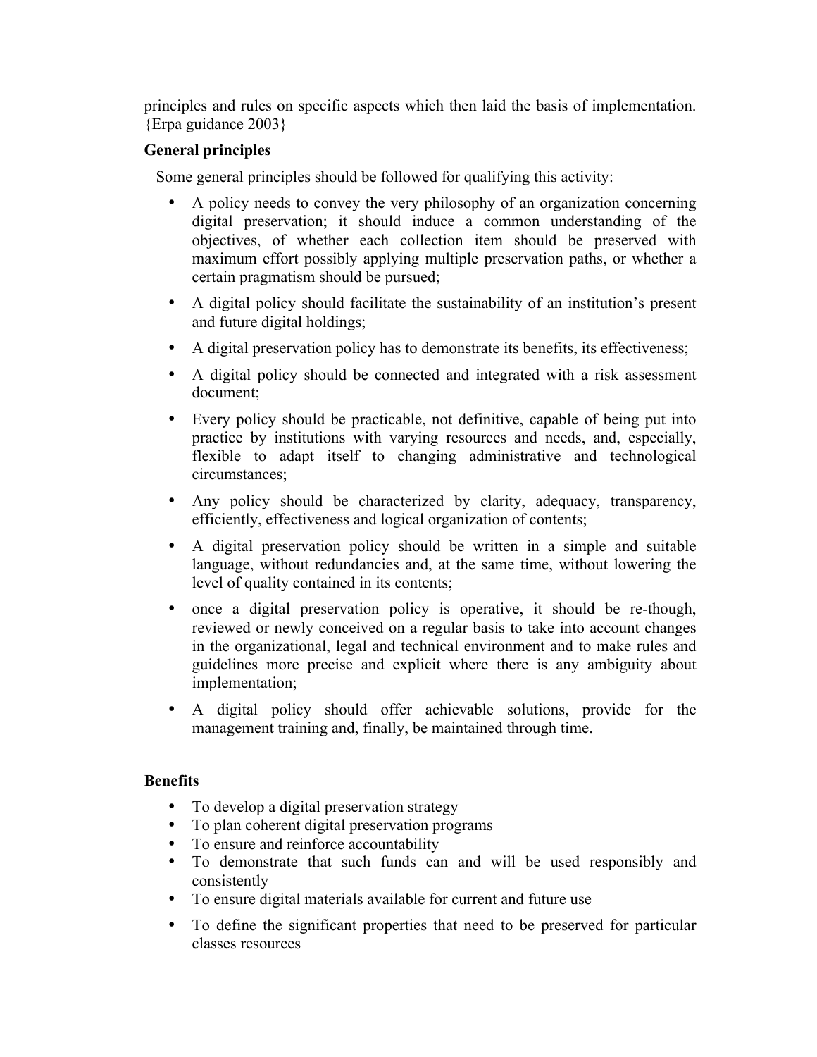principles and rules on specific aspects which then laid the basis of implementation. {Erpa guidance 2003}

**General principles**

Some general principles should be followed for qualifying this activity:

- A policy needs to convey the very philosophy of an organization concerning digital preservation; it should induce a common understanding of the objectives, of whether each collection item should be preserved with maximum effort possibly applying multiple preservation paths, or whether a certain pragmatism should be pursued;
- A digital policy should facilitate the sustainability of an institution's present and future digital holdings;
- A digital preservation policy has to demonstrate its benefits, its effectiveness;
- A digital policy should be connected and integrated with a risk assessment document;
- Every policy should be practicable, not definitive, capable of being put into practice by institutions with varying resources and needs, and, especially, flexible to adapt itself to changing administrative and technological circumstances;
- Any policy should be characterized by clarity, adequacy, transparency, efficiently, effectiveness and logical organization of contents;
- A digital preservation policy should be written in a simple and suitable language, without redundancies and, at the same time, without lowering the level of quality contained in its contents;
- once a digital preservation policy is operative, it should be re-though, reviewed or newly conceived on a regular basis to take into account changes in the organizational, legal and technical environment and to make rules and guidelines more precise and explicit where there is any ambiguity about implementation;
- A digital policy should offer achievable solutions, provide for the management training and, finally, be maintained through time.

**Benefits**

- To develop a digital preservation strategy
- To plan coherent digital preservation programs
- To ensure and reinforce accountability
- To demonstrate that such funds can and will be used responsibly and consistently
- To ensure digital materials available for current and future use
- To define the significant properties that need to be preserved for particular classes resources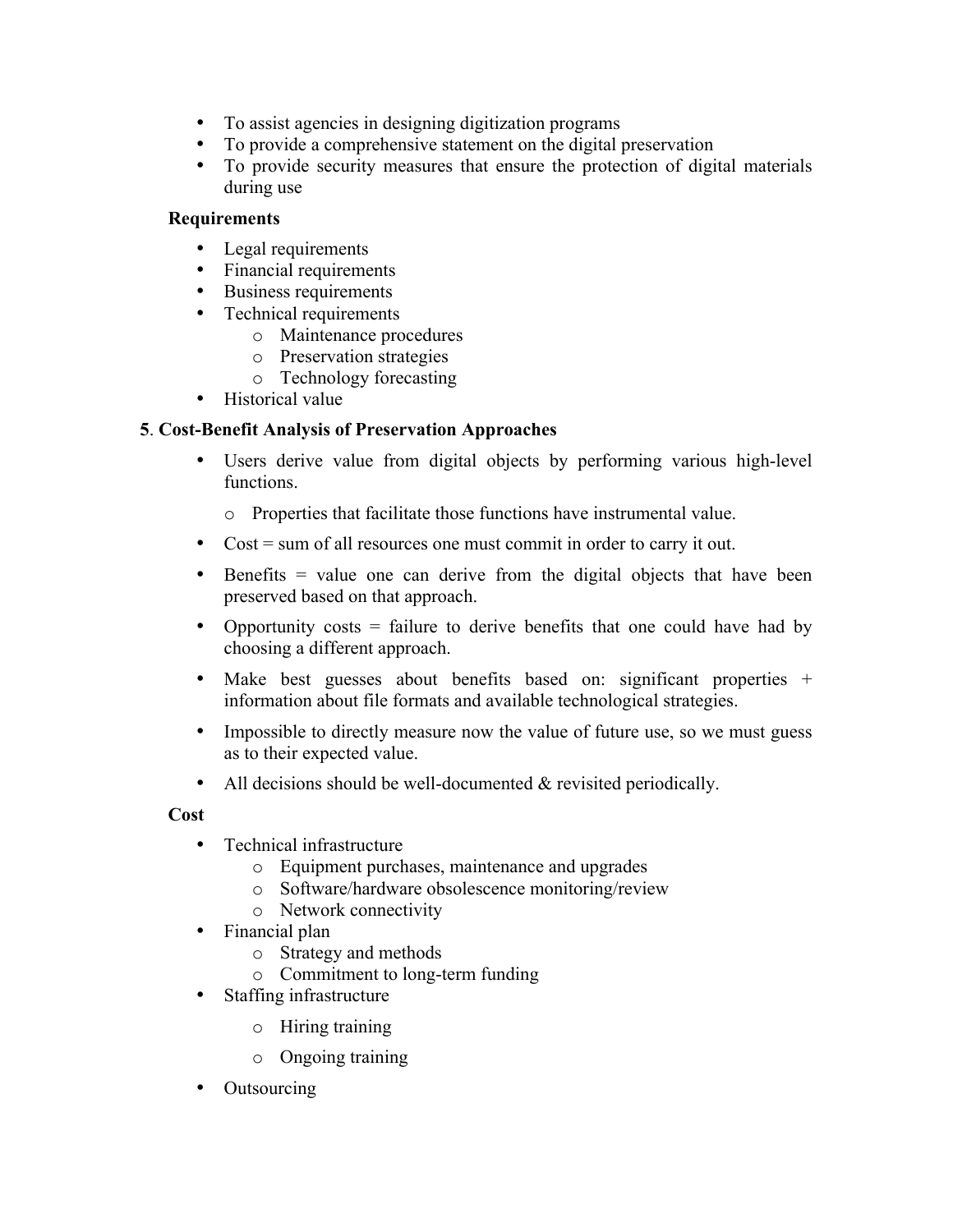- To assist agencies in designing digitization programs
- To provide a comprehensive statement on the digital preservation
- To provide security measures that ensure the protection of digital materials during use

**Requirements**

- Legal requirements
- Financial requirements
- Business requirements
- Technical requirements
    - Maintenance procedures
    - Preservation strategies
    - Technology forecasting
- Historical value

**5**. **Cost-Benefit Analysis of Preservation Approaches**

- Users derive value from digital objects by performing various high-level functions.
    - Properties that facilitate those functions have instrumental value.
- Cost = sum of all resources one must commit in order to carry it out.
- Benefits = value one can derive from the digital objects that have been preserved based on that approach.
- Opportunity costs = failure to derive benefits that one could have had by choosing a different approach.
- Make best guesses about benefits based on: significant properties + information about file formats and available technological strategies.
- Impossible to directly measure now the value of future use, so we must guess as to their expected value.
- All decisions should be well-documented & revisited periodically.

**Cost**

- Technical infrastructure
    - Equipment purchases, maintenance and upgrades
    - Software/hardware obsolescence monitoring/review
    - Network connectivity
- Financial plan
    - Strategy and methods
    - Commitment to long-term funding
- Staffing infrastructure
    - Hiring training
    - Ongoing training
- Outsourcing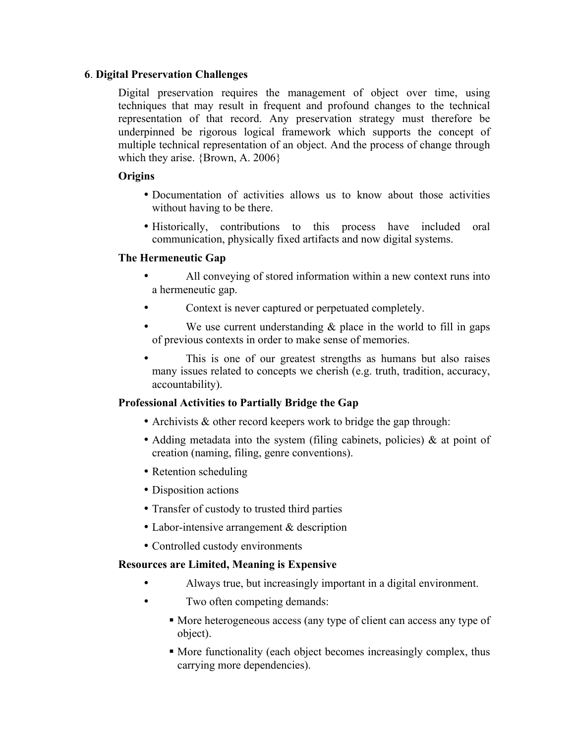## 6. Digital Preservation Challenges

Digital preservation requires the management of object over time, using techniques that may result in frequent and profound changes to the technical representation of that record. Any preservation strategy must therefore be underpinned be rigorous logical framework which supports the concept of multiple technical representation of an object. And the process of change through which they arise. {Brown, A. 2006}

### Origins

- Documentation of activities allows us to know about those activities without having to be there.
- Historically, contributions to this process have included oral communication, physically fixed artifacts and now digital systems.

### The Hermeneutic Gap

- All conveying of stored information within a new context runs into a hermeneutic gap.
- Context is never captured or perpetuated completely.
- We use current understanding & place in the world to fill in gaps of previous contexts in order to make sense of memories.
- This is one of our greatest strengths as humans but also raises many issues related to concepts we cherish (e.g. truth, tradition, accuracy, accountability).

### Professional Activities to Partially Bridge the Gap

- Archivists & other record keepers work to bridge the gap through:
- Adding metadata into the system (filing cabinets, policies) & at point of creation (naming, filing, genre conventions).
- Retention scheduling
- Disposition actions
- Transfer of custody to trusted third parties
- Labor-intensive arrangement & description
- Controlled custody environments

### Resources are Limited, Meaning is Expensive

- Always true, but increasingly important in a digital environment.
- Two often competing demands:
  - More heterogeneous access (any type of client can access any type of object).
  - More functionality (each object becomes increasingly complex, thus carrying more dependencies).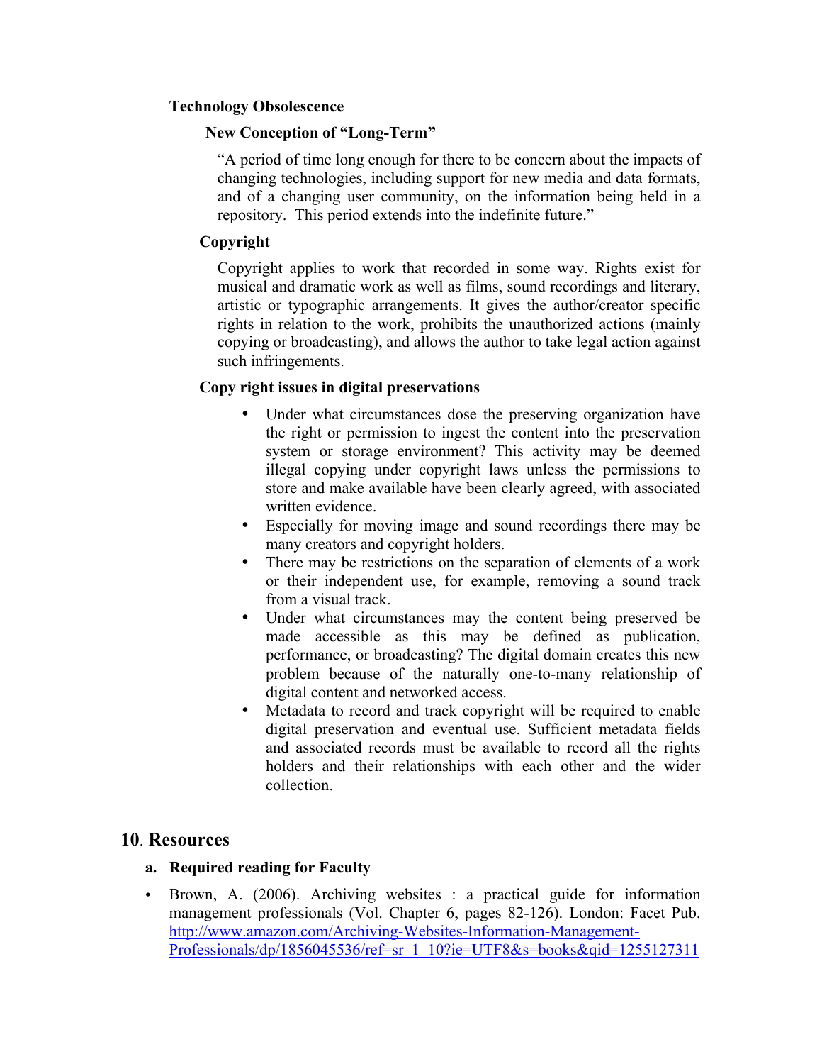**Technology Obsolescence**

**New Conception of "Long-Term"**

"A period of time long enough for there to be concern about the impacts of changing technologies, including support for new media and data formats, and of a changing user community, on the information being held in a repository. This period extends into the indefinite future."

**Copyright**

Copyright applies to work that recorded in some way. Rights exist for musical and dramatic work as well as films, sound recordings and literary, artistic or typographic arrangements. It gives the author/creator specific rights in relation to the work, prohibits the unauthorized actions (mainly copying or broadcasting), and allows the author to take legal action against such infringements.

**Copy right issues in digital preservations**

- Under what circumstances dose the preserving organization have the right or permission to ingest the content into the preservation system or storage environment? This activity may be deemed illegal copying under copyright laws unless the permissions to store and make available have been clearly agreed, with associated written evidence.
- Especially for moving image and sound recordings there may be many creators and copyright holders.
- There may be restrictions on the separation of elements of a work or their independent use, for example, removing a sound track from a visual track.
- Under what circumstances may the content being preserved be made accessible as this may be defined as publication, performance, or broadcasting? The digital domain creates this new problem because of the naturally one-to-many relationship of digital content and networked access.
- Metadata to record and track copyright will be required to enable digital preservation and eventual use. Sufficient metadata fields and associated records must be available to record all the rights holders and their relationships with each other and the wider collection.

## 10. Resources

**a. Required reading for Faculty**

- Brown, A. (2006). Archiving websites : a practical guide for information management professionals (Vol. Chapter 6, pages 82-126). London: Facet Pub. http://www.amazon.com/Archiving-Websites-Information-Management-Professionals/dp/1856045536/ref=sr_1_10?ie=UTF8&s=books&qid=1255127311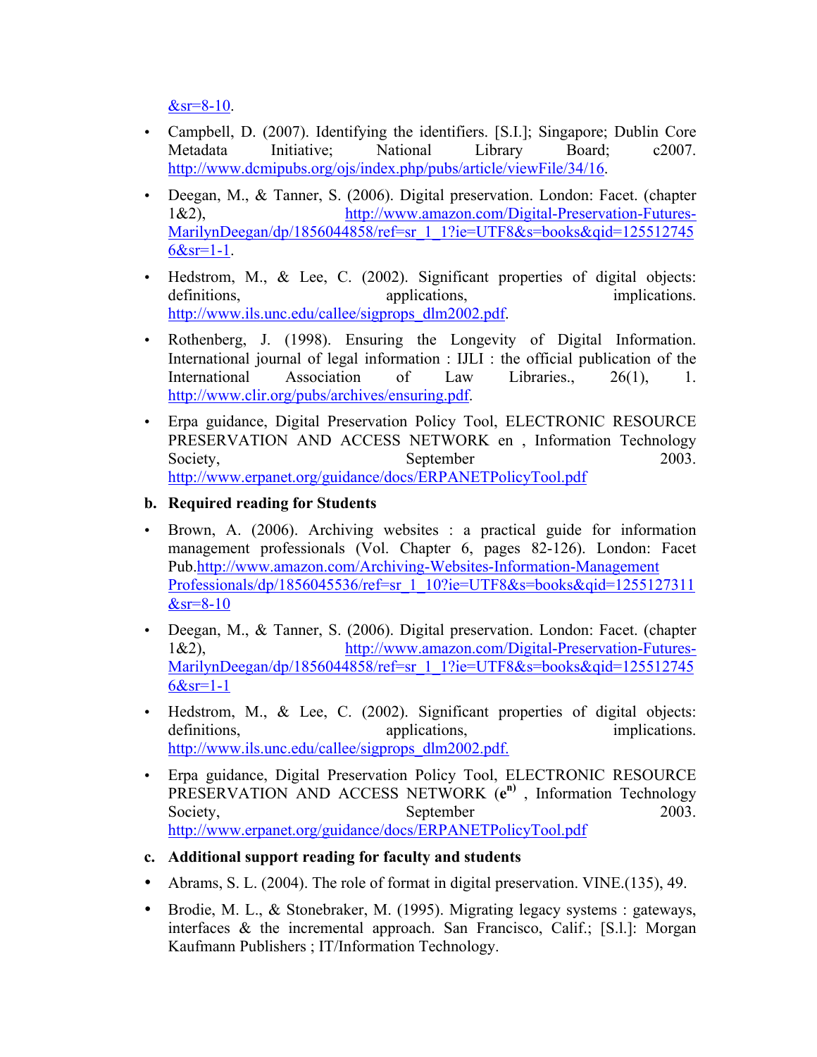&sr=8-10.

- Campbell, D. (2007). Identifying the identifiers. [S.I.]; Singapore; Dublin Core Metadata Initiative; National Library Board; c2007. http://www.dcmipubs.org/ojs/index.php/pubs/article/viewFile/34/16.

- Deegan, M., & Tanner, S. (2006). Digital preservation. London: Facet. (chapter 1&2), http://www.amazon.com/Digital-Preservation-Futures-MarilynDeegan/dp/1856044858/ref=sr_1_1?ie=UTF8&s=books&qid=1255127456&sr=1-1.

- Hedstrom, M., & Lee, C. (2002). Significant properties of digital objects: definitions, applications, implications. http://www.ils.unc.edu/callee/sigprops_dlm2002.pdf.

- Rothenberg, J. (1998). Ensuring the Longevity of Digital Information. International journal of legal information : IJLI : the official publication of the International Association of Law Libraries., 26(1), 1. http://www.clir.org/pubs/archives/ensuring.pdf.

- Erpa guidance, Digital Preservation Policy Tool, ELECTRONIC RESOURCE PRESERVATION AND ACCESS NETWORK en , Information Technology Society, September 2003. http://www.erpanet.org/guidance/docs/ERPANETPolicyTool.pdf

**b. Required reading for Students**

- Brown, A. (2006). Archiving websites : a practical guide for information management professionals (Vol. Chapter 6, pages 82-126). London: Facet Pub.http://www.amazon.com/Archiving-Websites-Information-Management Professionals/dp/1856045536/ref=sr_1_10?ie=UTF8&s=books&qid=1255127311&sr=8-10

- Deegan, M., & Tanner, S. (2006). Digital preservation. London: Facet. (chapter 1&2), http://www.amazon.com/Digital-Preservation-Futures-MarilynDeegan/dp/1856044858/ref=sr_1_1?ie=UTF8&s=books&qid=1255127456&sr=1-1

- Hedstrom, M., & Lee, C. (2002). Significant properties of digital objects: definitions, applications, implications. http://www.ils.unc.edu/callee/sigprops_dlm2002.pdf.

- Erpa guidance, Digital Preservation Policy Tool, ELECTRONIC RESOURCE PRESERVATION AND ACCESS NETWORK ($e^{n)}$ , Information Technology Society, September 2003. http://www.erpanet.org/guidance/docs/ERPANETPolicyTool.pdf

**c. Additional support reading for faculty and students**

- Abrams, S. L. (2004). The role of format in digital preservation. VINE.(135), 49.

- Brodie, M. L., & Stonebraker, M. (1995). Migrating legacy systems : gateways, interfaces & the incremental approach. San Francisco, Calif.; [S.l.]: Morgan Kaufmann Publishers ; IT/Information Technology.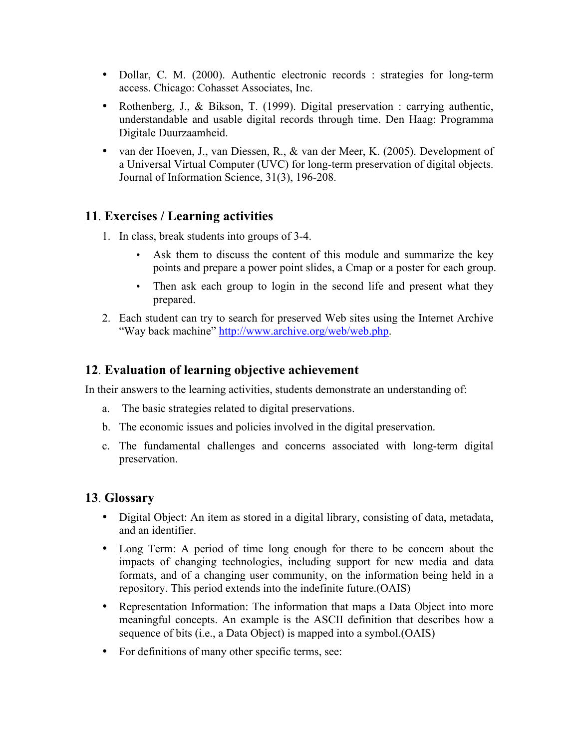- Dollar, C. M. (2000). Authentic electronic records : strategies for long-term access. Chicago: Cohasset Associates, Inc.
- Rothenberg, J., & Bikson, T. (1999). Digital preservation : carrying authentic, understandable and usable digital records through time. Den Haag: Programma Digitale Duurzaamheid.
- van der Hoeven, J., van Diessen, R., & van der Meer, K. (2005). Development of a Universal Virtual Computer (UVC) for long-term preservation of digital objects. Journal of Information Science, 31(3), 196-208.

## 11. Exercises / Learning activities

1. In class, break students into groups of 3-4.
   - Ask them to discuss the content of this module and summarize the key points and prepare a power point slides, a Cmap or a poster for each group.
   - Then ask each group to login in the second life and present what they prepared.
2. Each student can try to search for preserved Web sites using the Internet Archive "Way back machine" http://www.archive.org/web/web.php.

## 12. Evaluation of learning objective achievement

In their answers to the learning activities, students demonstrate an understanding of:

a. The basic strategies related to digital preservations.

b. The economic issues and policies involved in the digital preservation.

c. The fundamental challenges and concerns associated with long-term digital preservation.

## 13. Glossary

- Digital Object: An item as stored in a digital library, consisting of data, metadata, and an identifier.
- Long Term: A period of time long enough for there to be concern about the impacts of changing technologies, including support for new media and data formats, and of a changing user community, on the information being held in a repository. This period extends into the indefinite future.(OAIS)
- Representation Information: The information that maps a Data Object into more meaningful concepts. An example is the ASCII definition that describes how a sequence of bits (i.e., a Data Object) is mapped into a symbol.(OAIS)
- For definitions of many other specific terms, see: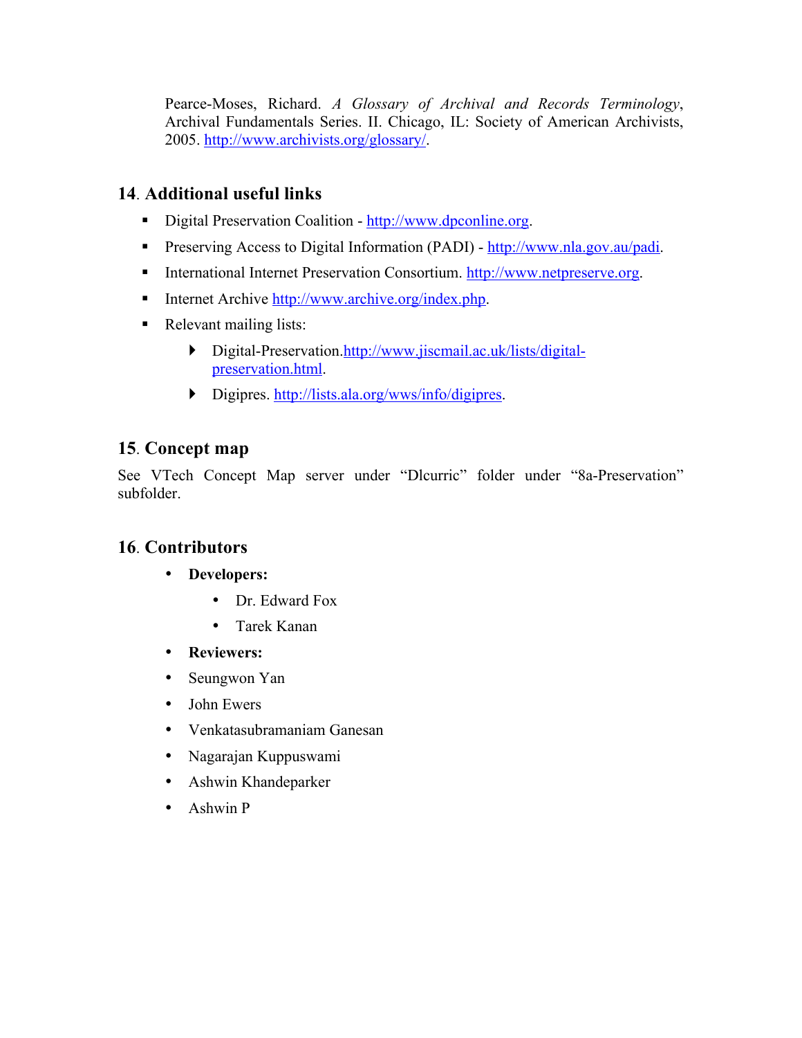Pearce-Moses, Richard. *A Glossary of Archival and Records Terminology*, Archival Fundamentals Series. II. Chicago, IL: Society of American Archivists, 2005. http://www.archivists.org/glossary/.

## 14. Additional useful links

- Digital Preservation Coalition - http://www.dpconline.org.
- Preserving Access to Digital Information (PADI) - http://www.nla.gov.au/padi.
- International Internet Preservation Consortium. http://www.netpreserve.org.
- Internet Archive http://www.archive.org/index.php.
- Relevant mailing lists:
  - Digital-Preservation.http://www.jiscmail.ac.uk/lists/digital-preservation.html.
  - Digipres. http://lists.ala.org/wws/info/digipres.

## 15. Concept map

See VTech Concept Map server under "Dlcurric" folder under "8a-Preservation" subfolder.

## 16. Contributors

- **Developers:**
  - Dr. Edward Fox
  - Tarek Kanan
- **Reviewers:**
- Seungwon Yan
- John Ewers
- Venkatasubramaniam Ganesan
- Nagarajan Kuppuswami
- Ashwin Khandeparker
- Ashwin P